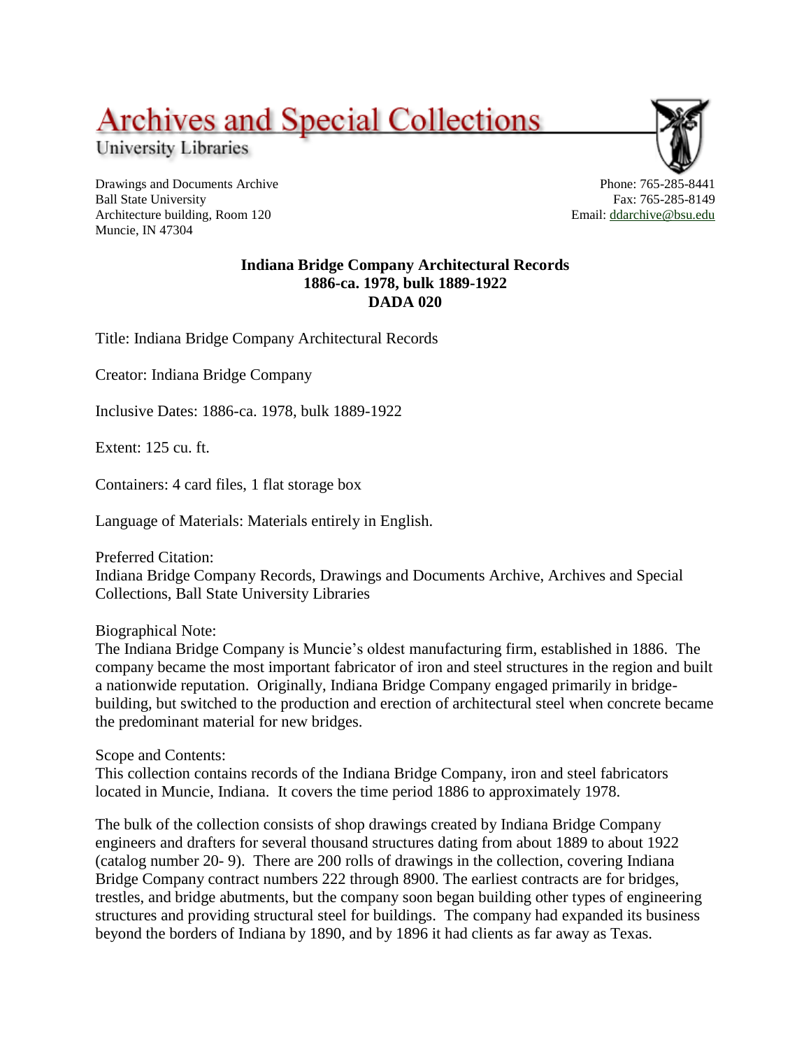# Archives and Special Collections

University Libraries

Drawings and Documents Archive
Ball State University
Architecture building, Room 120
Muncie, IN 47304

Phone: 765-285-8441
Fax: 765-285-8149
Email: ddarchive@bsu.edu

**Indiana Bridge Company Architectural Records**
**1886-ca. 1978, bulk 1889-1922**
**DADA 020**

Title: Indiana Bridge Company Architectural Records

Creator: Indiana Bridge Company

Inclusive Dates: 1886-ca. 1978, bulk 1889-1922

Extent: 125 cu. ft.

Containers: 4 card files, 1 flat storage box

Language of Materials: Materials entirely in English.

Preferred Citation:
Indiana Bridge Company Records, Drawings and Documents Archive, Archives and Special Collections, Ball State University Libraries

Biographical Note:
The Indiana Bridge Company is Muncie's oldest manufacturing firm, established in 1886. The company became the most important fabricator of iron and steel structures in the region and built a nationwide reputation. Originally, Indiana Bridge Company engaged primarily in bridge-building, but switched to the production and erection of architectural steel when concrete became the predominant material for new bridges.

Scope and Contents:
This collection contains records of the Indiana Bridge Company, iron and steel fabricators located in Muncie, Indiana. It covers the time period 1886 to approximately 1978.

The bulk of the collection consists of shop drawings created by Indiana Bridge Company engineers and drafters for several thousand structures dating from about 1889 to about 1922 (catalog number 20- 9). There are 200 rolls of drawings in the collection, covering Indiana Bridge Company contract numbers 222 through 8900. The earliest contracts are for bridges, trestles, and bridge abutments, but the company soon began building other types of engineering structures and providing structural steel for buildings. The company had expanded its business beyond the borders of Indiana by 1890, and by 1896 it had clients as far away as Texas.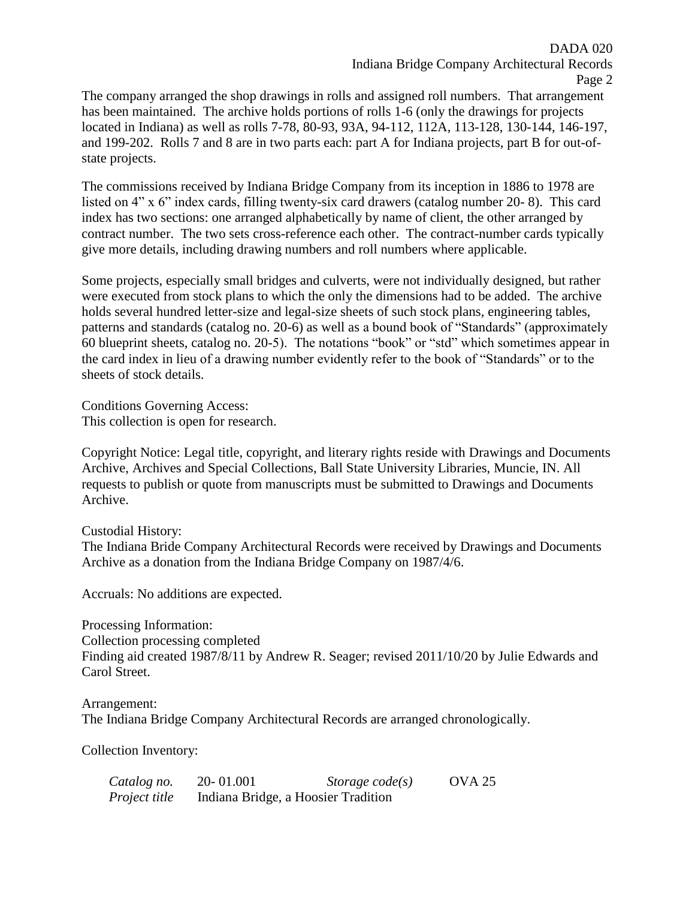The company arranged the shop drawings in rolls and assigned roll numbers. That arrangement has been maintained. The archive holds portions of rolls 1-6 (only the drawings for projects located in Indiana) as well as rolls 7-78, 80-93, 93A, 94-112, 112A, 113-128, 130-144, 146-197, and 199-202. Rolls 7 and 8 are in two parts each: part A for Indiana projects, part B for out-of-state projects.

The commissions received by Indiana Bridge Company from its inception in 1886 to 1978 are listed on 4" x 6" index cards, filling twenty-six card drawers (catalog number 20- 8). This card index has two sections: one arranged alphabetically by name of client, the other arranged by contract number. The two sets cross-reference each other. The contract-number cards typically give more details, including drawing numbers and roll numbers where applicable.

Some projects, especially small bridges and culverts, were not individually designed, but rather were executed from stock plans to which the only the dimensions had to be added. The archive holds several hundred letter-size and legal-size sheets of such stock plans, engineering tables, patterns and standards (catalog no. 20-6) as well as a bound book of "Standards" (approximately 60 blueprint sheets, catalog no. 20-5). The notations "book" or "std" which sometimes appear in the card index in lieu of a drawing number evidently refer to the book of "Standards" or to the sheets of stock details.

Conditions Governing Access:
This collection is open for research.

Copyright Notice: Legal title, copyright, and literary rights reside with Drawings and Documents Archive, Archives and Special Collections, Ball State University Libraries, Muncie, IN. All requests to publish or quote from manuscripts must be submitted to Drawings and Documents Archive.

Custodial History:
The Indiana Bride Company Architectural Records were received by Drawings and Documents Archive as a donation from the Indiana Bridge Company on 1987/4/6.

Accruals: No additions are expected.

Processing Information:
Collection processing completed
Finding aid created 1987/8/11 by Andrew R. Seager; revised 2011/10/20 by Julie Edwards and Carol Street.

Arrangement:
The Indiana Bridge Company Architectural Records are arranged chronologically.

Collection Inventory:

| *Catalog no.* | 20- 01.001 | *Storage code(s)* | OVA 25 |
|---|---|---|---|
| *Project title* | Indiana Bridge, a Hoosier Tradition | | |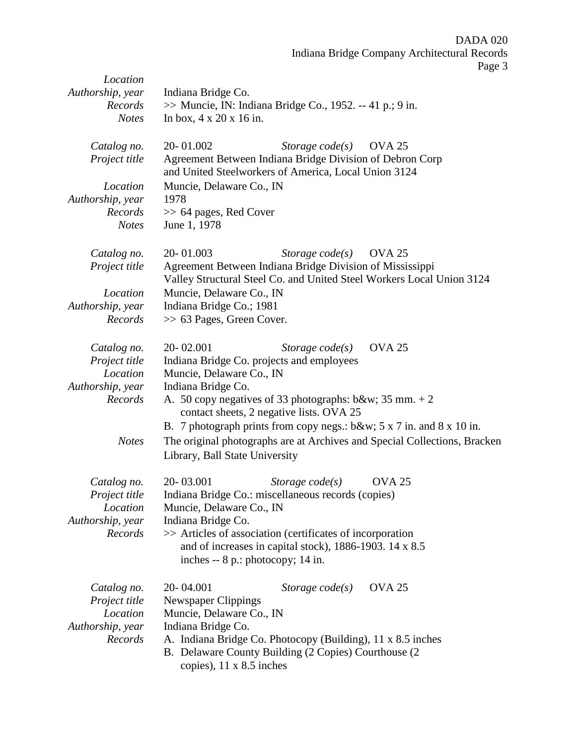*Location*

*Authorship, year* Indiana Bridge Co.

*Records* >> Muncie, IN: Indiana Bridge Co., 1952. -- 41 p.; 9 in.

*Notes* In box, 4 x 20 x 16 in.

*Catalog no.* 20- 01.002 *Storage code(s)* OVA 25

*Project title* Agreement Between Indiana Bridge Division of Debron Corp and United Steelworkers of America, Local Union 3124

*Location* Muncie, Delaware Co., IN

*Authorship, year* 1978

*Records* >> 64 pages, Red Cover

*Notes* June 1, 1978

*Catalog no.* 20- 01.003 *Storage code(s)* OVA 25

*Project title* Agreement Between Indiana Bridge Division of Mississippi Valley Structural Steel Co. and United Steel Workers Local Union 3124

*Location* Muncie, Delaware Co., IN

*Authorship, year* Indiana Bridge Co.; 1981

*Records* >> 63 Pages, Green Cover.

*Catalog no.* 20- 02.001 *Storage code(s)* OVA 25

*Project title* Indiana Bridge Co. projects and employees

*Location* Muncie, Delaware Co., IN

*Authorship, year* Indiana Bridge Co.

*Records*
A. 50 copy negatives of 33 photographs: b&w; 35 mm. + 2 contact sheets, 2 negative lists. OVA 25
B. 7 photograph prints from copy negs.: b&w; 5 x 7 in. and 8 x 10 in.

*Notes* The original photographs are at Archives and Special Collections, Bracken Library, Ball State University

*Catalog no.* 20- 03.001 *Storage code(s)* OVA 25

*Project title* Indiana Bridge Co.: miscellaneous records (copies)

*Location* Muncie, Delaware Co., IN

*Authorship, year* Indiana Bridge Co.

*Records* >> Articles of association (certificates of incorporation and of increases in capital stock), 1886-1903. 14 x 8.5 inches -- 8 p.: photocopy; 14 in.

*Catalog no.* 20- 04.001 *Storage code(s)* OVA 25

*Project title* Newspaper Clippings

*Location* Muncie, Delaware Co., IN

*Authorship, year* Indiana Bridge Co.

*Records*
A. Indiana Bridge Co. Photocopy (Building), 11 x 8.5 inches
B. Delaware County Building (2 Copies) Courthouse (2 copies), 11 x 8.5 inches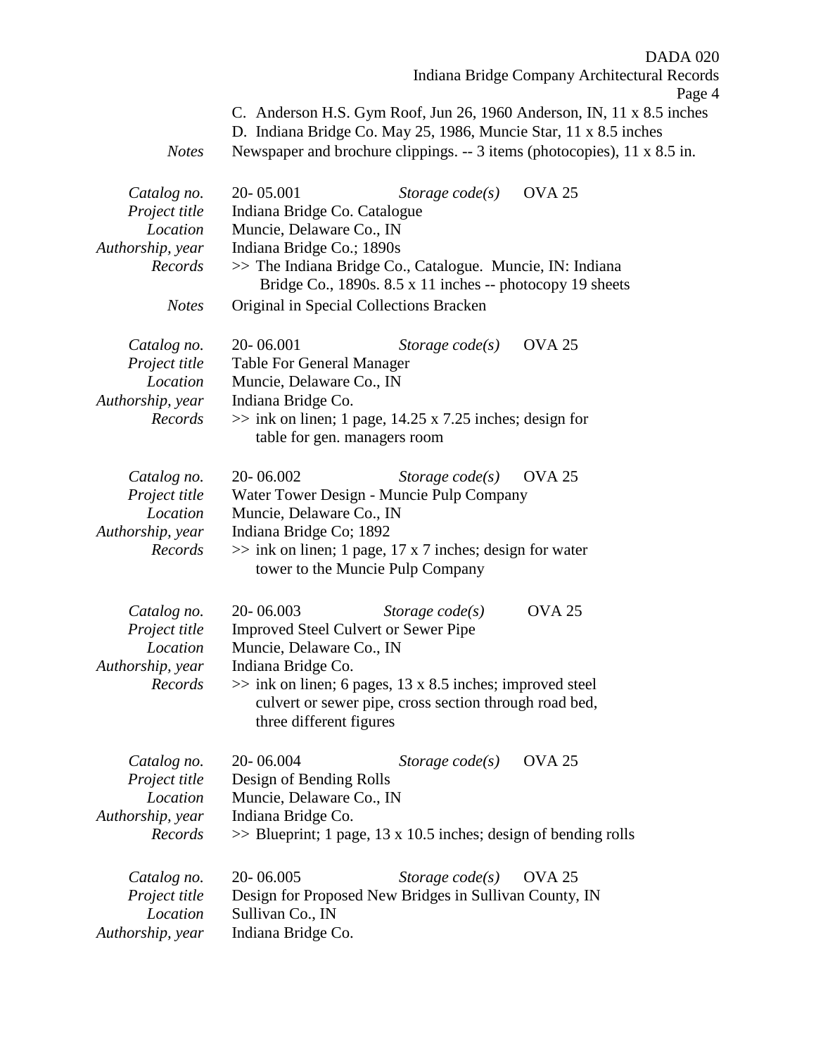C. Anderson H.S. Gym Roof, Jun 26, 1960 Anderson, IN, 11 x 8.5 inches
D. Indiana Bridge Co. May 25, 1986, Muncie Star, 11 x 8.5 inches

*Notes* Newspaper and brochure clippings. -- 3 items (photocopies), 11 x 8.5 in.

*Catalog no.* 20- 05.001 *Storage code(s)* OVA 25
*Project title* Indiana Bridge Co. Catalogue
*Location* Muncie, Delaware Co., IN
*Authorship, year* Indiana Bridge Co.; 1890s
*Records* >> The Indiana Bridge Co., Catalogue. Muncie, IN: Indiana Bridge Co., 1890s. 8.5 x 11 inches -- photocopy 19 sheets
*Notes* Original in Special Collections Bracken

*Catalog no.* 20- 06.001 *Storage code(s)* OVA 25
*Project title* Table For General Manager
*Location* Muncie, Delaware Co., IN
*Authorship, year* Indiana Bridge Co.
*Records* >> ink on linen; 1 page, 14.25 x 7.25 inches; design for table for gen. managers room

*Catalog no.* 20- 06.002 *Storage code(s)* OVA 25
*Project title* Water Tower Design - Muncie Pulp Company
*Location* Muncie, Delaware Co., IN
*Authorship, year* Indiana Bridge Co; 1892
*Records* >> ink on linen; 1 page, 17 x 7 inches; design for water tower to the Muncie Pulp Company

*Catalog no.* 20- 06.003 *Storage code(s)* OVA 25
*Project title* Improved Steel Culvert or Sewer Pipe
*Location* Muncie, Delaware Co., IN
*Authorship, year* Indiana Bridge Co.
*Records* >> ink on linen; 6 pages, 13 x 8.5 inches; improved steel culvert or sewer pipe, cross section through road bed, three different figures

*Catalog no.* 20- 06.004 *Storage code(s)* OVA 25
*Project title* Design of Bending Rolls
*Location* Muncie, Delaware Co., IN
*Authorship, year* Indiana Bridge Co.
*Records* >> Blueprint; 1 page, 13 x 10.5 inches; design of bending rolls

*Catalog no.* 20- 06.005 *Storage code(s)* OVA 25
*Project title* Design for Proposed New Bridges in Sullivan County, IN
*Location* Sullivan Co., IN
*Authorship, year* Indiana Bridge Co.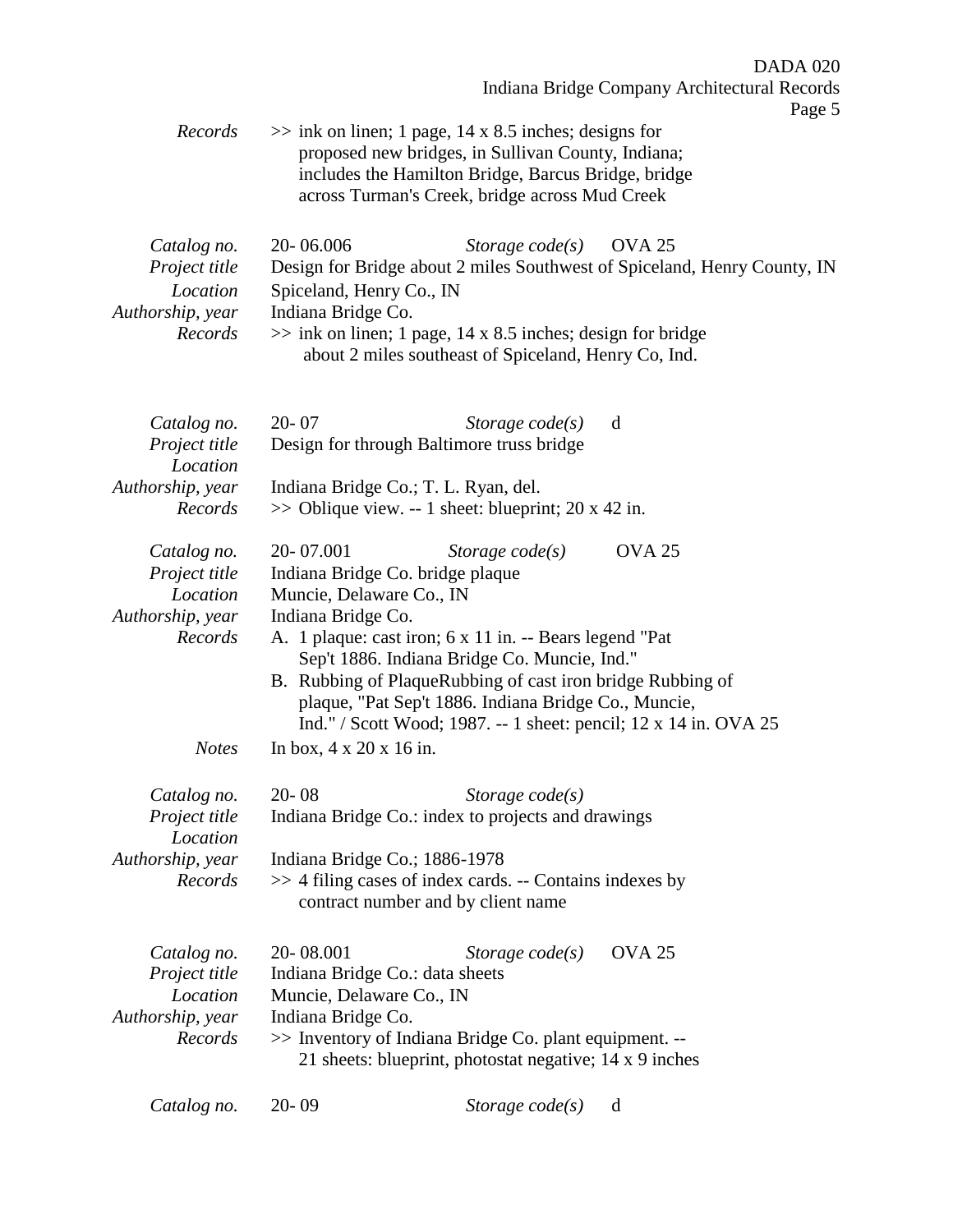*Records* >> ink on linen; 1 page, 14 x 8.5 inches; designs for proposed new bridges, in Sullivan County, Indiana; includes the Hamilton Bridge, Barcus Bridge, bridge across Turman's Creek, bridge across Mud Creek

*Catalog no.* 20- 06.006 *Storage code(s)* OVA 25
*Project title* Design for Bridge about 2 miles Southwest of Spiceland, Henry County, IN
*Location* Spiceland, Henry Co., IN
*Authorship, year* Indiana Bridge Co.
*Records* >> ink on linen; 1 page, 14 x 8.5 inches; design for bridge about 2 miles southeast of Spiceland, Henry Co, Ind.

*Catalog no.* 20- 07 *Storage code(s)* d
*Project title* Design for through Baltimore truss bridge
*Location*
*Authorship, year* Indiana Bridge Co.; T. L. Ryan, del.
*Records* >> Oblique view. -- 1 sheet: blueprint; 20 x 42 in.

*Catalog no.* 20- 07.001 *Storage code(s)* OVA 25
*Project title* Indiana Bridge Co. bridge plaque
*Location* Muncie, Delaware Co., IN
*Authorship, year* Indiana Bridge Co.
*Records* A. 1 plaque: cast iron; 6 x 11 in. -- Bears legend "Pat Sep't 1886. Indiana Bridge Co. Muncie, Ind."
B. Rubbing of PlaqueRubbing of cast iron bridge Rubbing of plaque, "Pat Sep't 1886. Indiana Bridge Co., Muncie, Ind." / Scott Wood; 1987. -- 1 sheet: pencil; 12 x 14 in. OVA 25
*Notes* In box, 4 x 20 x 16 in.

*Catalog no.* 20- 08 *Storage code(s)*
*Project title* Indiana Bridge Co.: index to projects and drawings
*Location*
*Authorship, year* Indiana Bridge Co.; 1886-1978
*Records* >> 4 filing cases of index cards. -- Contains indexes by contract number and by client name

*Catalog no.* 20- 08.001 *Storage code(s)* OVA 25
*Project title* Indiana Bridge Co.: data sheets
*Location* Muncie, Delaware Co., IN
*Authorship, year* Indiana Bridge Co.
*Records* >> Inventory of Indiana Bridge Co. plant equipment. -- 21 sheets: blueprint, photostat negative; 14 x 9 inches

*Catalog no.* 20- 09 *Storage code(s)* d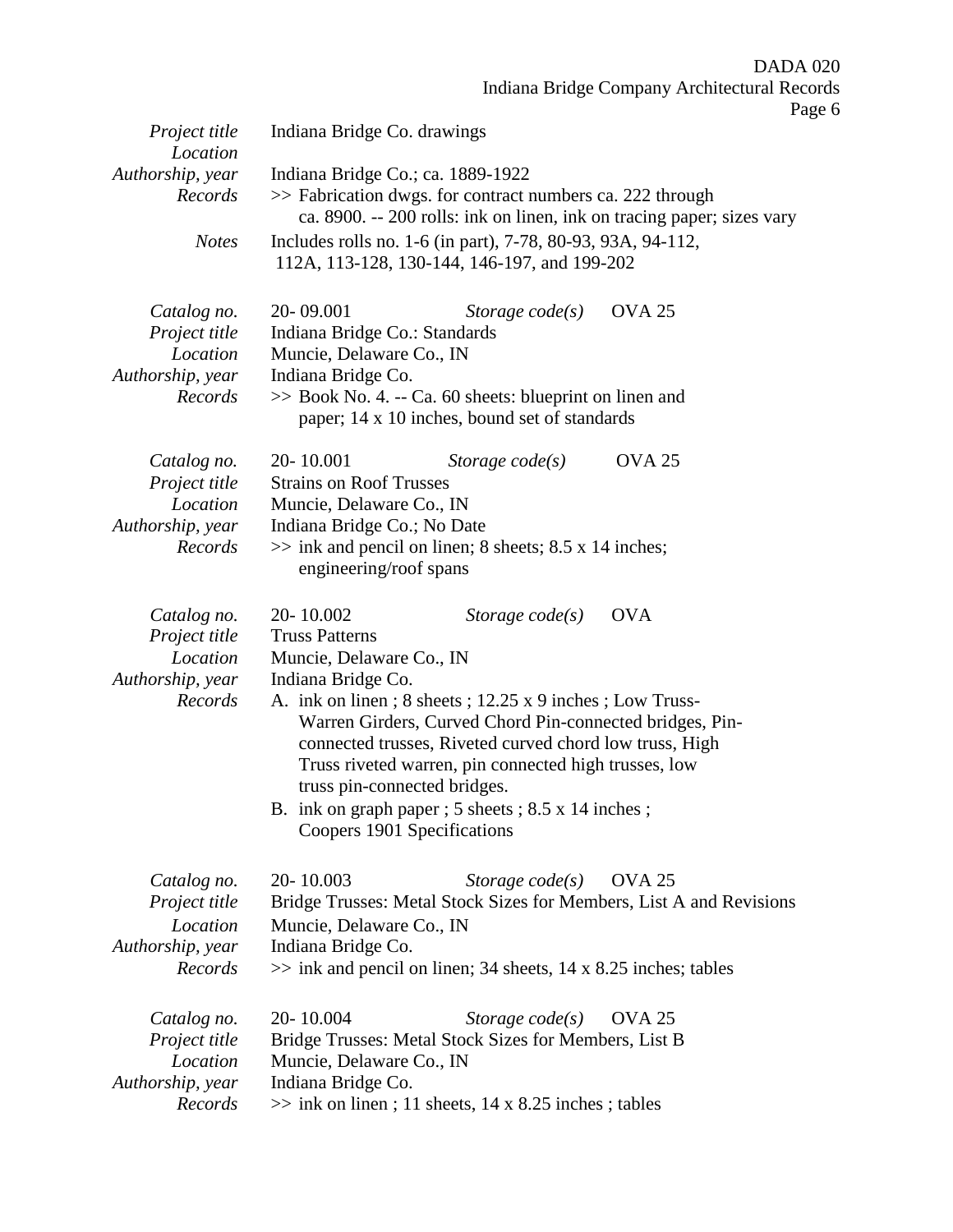| | |
|---|---|
| *Project title* | Indiana Bridge Co. drawings |
| *Location* | |
| *Authorship, year* | Indiana Bridge Co.; ca. 1889-1922 |
| *Records* | >> Fabrication dwgs. for contract numbers ca. 222 through ca. 8900. -- 200 rolls: ink on linen, ink on tracing paper; sizes vary |
| *Notes* | Includes rolls no. 1-6 (in part), 7-78, 80-93, 93A, 94-112, 112A, 113-128, 130-144, 146-197, and 199-202 |

| | | | |
|---|---|---|---|
| *Catalog no.* | 20- 09.001 | *Storage code(s)* | OVA 25 |
| *Project title* | Indiana Bridge Co.: Standards | | |
| *Location* | Muncie, Delaware Co., IN | | |
| *Authorship, year* | Indiana Bridge Co. | | |
| *Records* | >> Book No. 4. -- Ca. 60 sheets: blueprint on linen and paper; 14 x 10 inches, bound set of standards | | |

| | | | |
|---|---|---|---|
| *Catalog no.* | 20- 10.001 | *Storage code(s)* | OVA 25 |
| *Project title* | Strains on Roof Trusses | | |
| *Location* | Muncie, Delaware Co., IN | | |
| *Authorship, year* | Indiana Bridge Co.; No Date | | |
| *Records* | >> ink and pencil on linen; 8 sheets; 8.5 x 14 inches; engineering/roof spans | | |

| | | | |
|---|---|---|---|
| *Catalog no.* | 20- 10.002 | *Storage code(s)* | OVA |
| *Project title* | Truss Patterns | | |
| *Location* | Muncie, Delaware Co., IN | | |
| *Authorship, year* | Indiana Bridge Co. | | |
| *Records* | A. ink on linen ; 8 sheets ; 12.25 x 9 inches ; Low Truss-Warren Girders, Curved Chord Pin-connected bridges, Pin-connected trusses, Riveted curved chord low truss, High Truss riveted warren, pin connected high trusses, low truss pin-connected bridges. <br> B. ink on graph paper ; 5 sheets ; 8.5 x 14 inches ; Coopers 1901 Specifications | | |

| | | | |
|---|---|---|---|
| *Catalog no.* | 20- 10.003 | *Storage code(s)* | OVA 25 |
| *Project title* | Bridge Trusses: Metal Stock Sizes for Members, List A and Revisions | | |
| *Location* | Muncie, Delaware Co., IN | | |
| *Authorship, year* | Indiana Bridge Co. | | |
| *Records* | >> ink and pencil on linen; 34 sheets, 14 x 8.25 inches; tables | | |

| | | | |
|---|---|---|---|
| *Catalog no.* | 20- 10.004 | *Storage code(s)* | OVA 25 |
| *Project title* | Bridge Trusses: Metal Stock Sizes for Members, List B | | |
| *Location* | Muncie, Delaware Co., IN | | |
| *Authorship, year* | Indiana Bridge Co. | | |
| *Records* | >> ink on linen ; 11 sheets, 14 x 8.25 inches ; tables | | |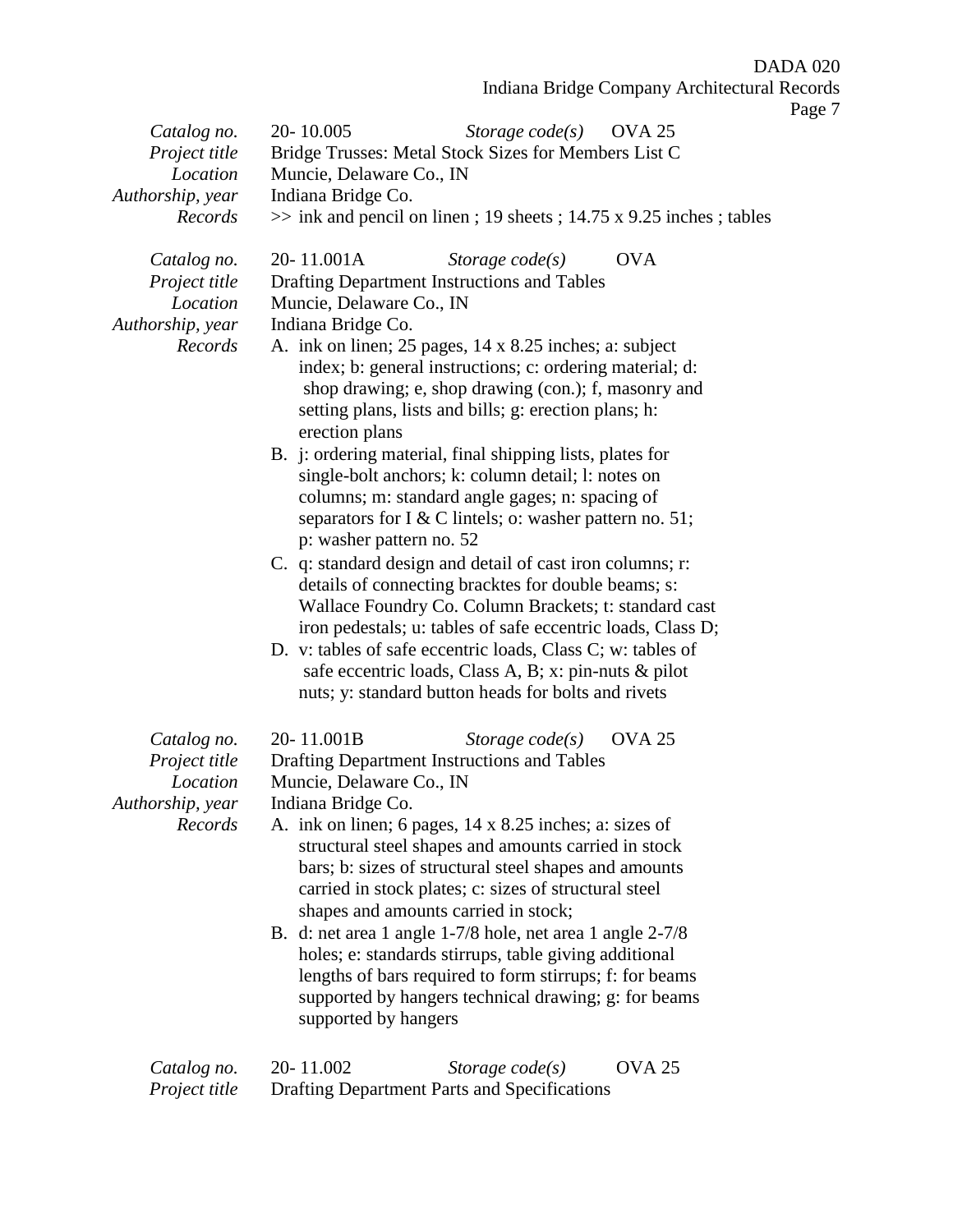| | | | |
|---|---|---|---|
| *Catalog no.* | 20- 10.005 | *Storage code(s)* | OVA 25 |
| *Project title* | Bridge Trusses: Metal Stock Sizes for Members List C | | |
| *Location* | Muncie, Delaware Co., IN | | |
| *Authorship, year* | Indiana Bridge Co. | | |
| *Records* | >> ink and pencil on linen ; 19 sheets ; 14.75 x 9.25 inches ; tables | | |

| | | | |
|---|---|---|---|
| *Catalog no.* | 20- 11.001A | *Storage code(s)* | OVA |
| *Project title* | Drafting Department Instructions and Tables | | |
| *Location* | Muncie, Delaware Co., IN | | |
| *Authorship, year* | Indiana Bridge Co. | | |

*Records*

A. ink on linen; 25 pages, 14 x 8.25 inches; a: subject index; b: general instructions; c: ordering material; d: shop drawing; e, shop drawing (con.); f, masonry and setting plans, lists and bills; g: erection plans; h: erection plans
B. j: ordering material, final shipping lists, plates for single-bolt anchors; k: column detail; l: notes on columns; m: standard angle gages; n: spacing of separators for I & C lintels; o: washer pattern no. 51; p: washer pattern no. 52
C. q: standard design and detail of cast iron columns; r: details of connecting bracktes for double beams; s: Wallace Foundry Co. Column Brackets; t: standard cast iron pedestals; u: tables of safe eccentric loads, Class D;
D. v: tables of safe eccentric loads, Class C; w: tables of safe eccentric loads, Class A, B; x: pin-nuts & pilot nuts; y: standard button heads for bolts and rivets

| | | | |
|---|---|---|---|
| *Catalog no.* | 20- 11.001B | *Storage code(s)* | OVA 25 |
| *Project title* | Drafting Department Instructions and Tables | | |
| *Location* | Muncie, Delaware Co., IN | | |
| *Authorship, year* | Indiana Bridge Co. | | |

*Records*

A. ink on linen; 6 pages, 14 x 8.25 inches; a: sizes of structural steel shapes and amounts carried in stock bars; b: sizes of structural steel shapes and amounts carried in stock plates; c: sizes of structural steel shapes and amounts carried in stock;
B. d: net area 1 angle 1-7/8 hole, net area 1 angle 2-7/8 holes; e: standards stirrups, table giving additional lengths of bars required to form stirrups; f: for beams supported by hangers technical drawing; g: for beams supported by hangers

| | | | |
|---|---|---|---|
| *Catalog no.* | 20- 11.002 | *Storage code(s)* | OVA 25 |
| *Project title* | Drafting Department Parts and Specifications | | |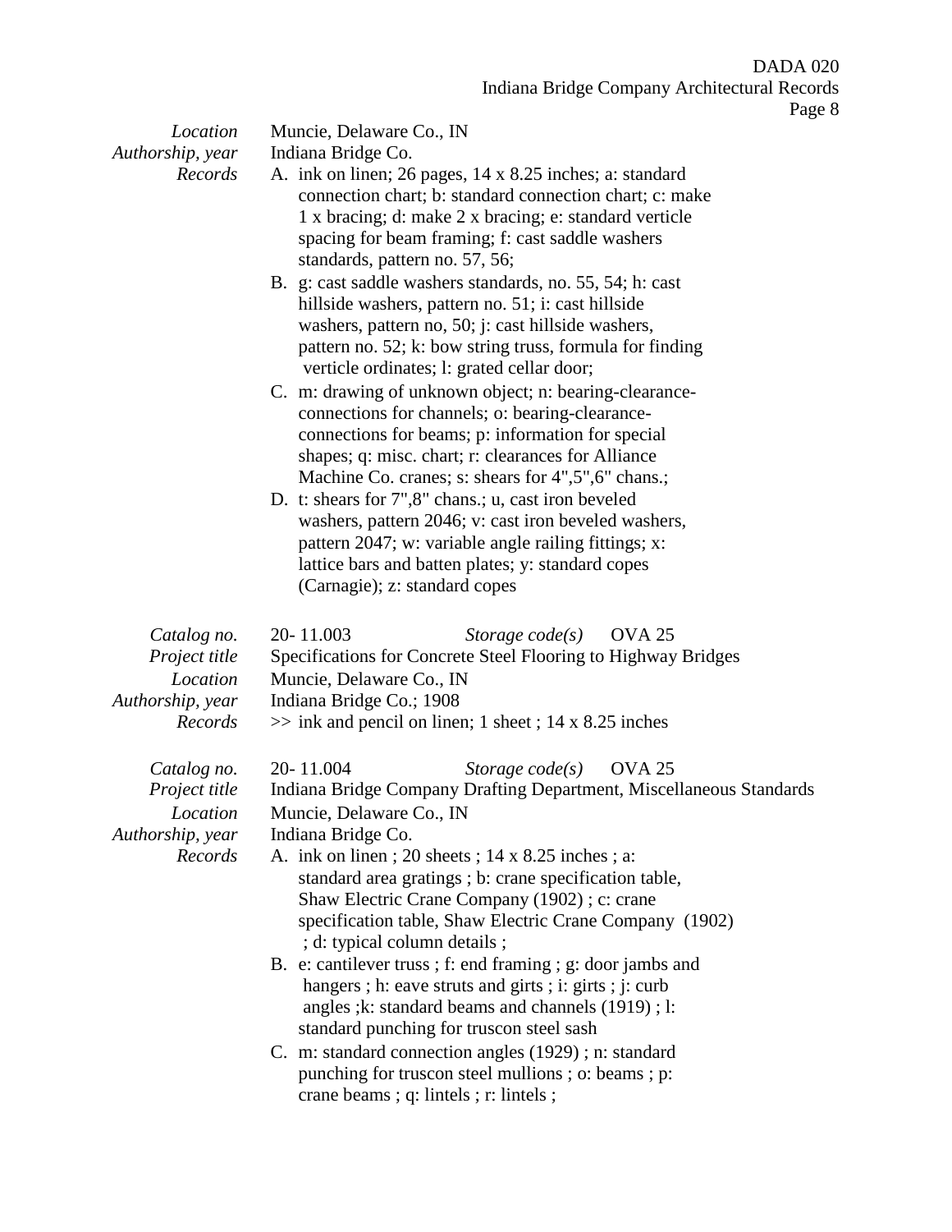*Location* Muncie, Delaware Co., IN
*Authorship, year* Indiana Bridge Co.
*Records*
A. ink on linen; 26 pages, 14 x 8.25 inches; a: standard connection chart; b: standard connection chart; c: make 1 x bracing; d: make 2 x bracing; e: standard verticle spacing for beam framing; f: cast saddle washers standards, pattern no. 57, 56;
B. g: cast saddle washers standards, no. 55, 54; h: cast hillside washers, pattern no. 51; i: cast hillside washers, pattern no, 50; j: cast hillside washers, pattern no. 52; k: bow string truss, formula for finding verticle ordinates; l: grated cellar door;
C. m: drawing of unknown object; n: bearing-clearance-connections for channels; o: bearing-clearance-connections for beams; p: information for special shapes; q: misc. chart; r: clearances for Alliance Machine Co. cranes; s: shears for 4",5",6" chans.;
D. t: shears for 7",8" chans.; u, cast iron beveled washers, pattern 2046; v: cast iron beveled washers, pattern 2047; w: variable angle railing fittings; x: lattice bars and batten plates; y: standard copes (Carnagie); z: standard copes

*Catalog no.* 20- 11.003 *Storage code(s)* OVA 25
*Project title* Specifications for Concrete Steel Flooring to Highway Bridges
*Location* Muncie, Delaware Co., IN
*Authorship, year* Indiana Bridge Co.; 1908
*Records* >> ink and pencil on linen; 1 sheet ; 14 x 8.25 inches

*Catalog no.* 20- 11.004 *Storage code(s)* OVA 25
*Project title* Indiana Bridge Company Drafting Department, Miscellaneous Standards
*Location* Muncie, Delaware Co., IN
*Authorship, year* Indiana Bridge Co.
*Records*
A. ink on linen ; 20 sheets ; 14 x 8.25 inches ; a: standard area gratings ; b: crane specification table, Shaw Electric Crane Company (1902) ; c: crane specification table, Shaw Electric Crane Company (1902) ; d: typical column details ;
B. e: cantilever truss ; f: end framing ; g: door jambs and hangers ; h: eave struts and girts ; i: girts ; j: curb angles ;k: standard beams and channels (1919) ; l: standard punching for truscon steel sash
C. m: standard connection angles (1929) ; n: standard punching for truscon steel mullions ; o: beams ; p: crane beams ; q: lintels ; r: lintels ;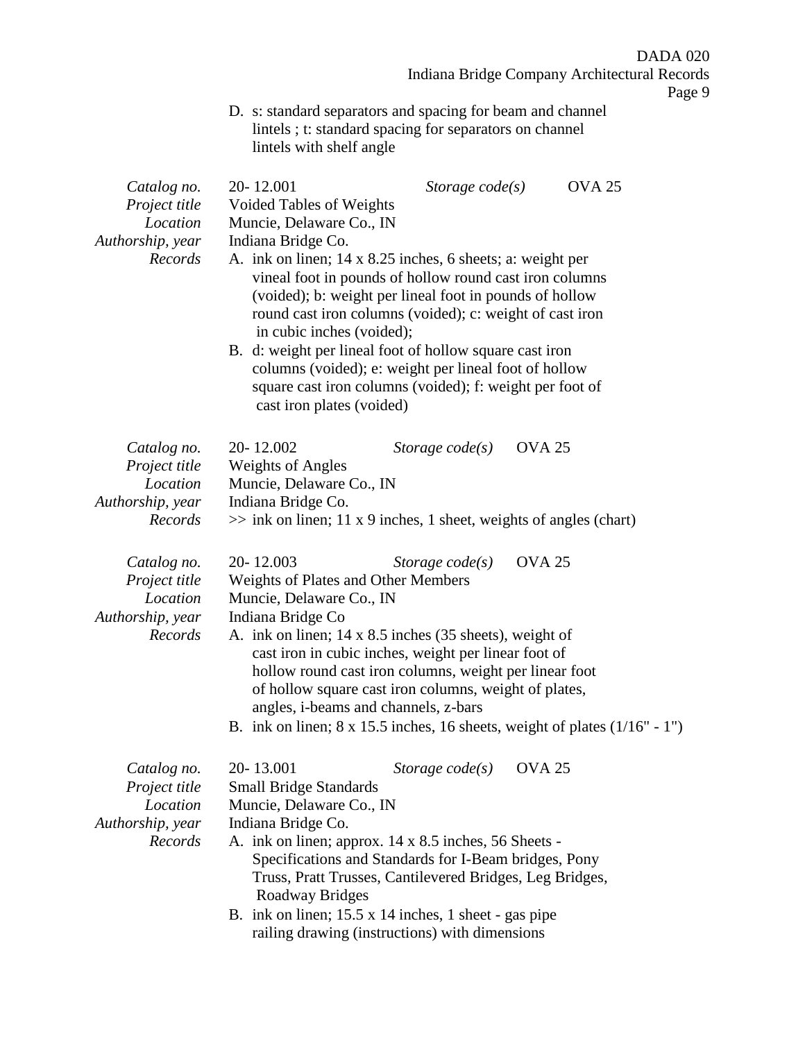D. s: standard separators and spacing for beam and channel lintels ; t: standard spacing for separators on channel lintels with shelf angle

| | | | |
|---|---|---|---|
| *Catalog no.* | 20- 12.001 | *Storage code(s)* | OVA 25 |
| *Project title* | Voided Tables of Weights | | |
| *Location* | Muncie, Delaware Co., IN | | |
| *Authorship, year* | Indiana Bridge Co. | | |
| *Records* | A. ink on linen; 14 x 8.25 inches, 6 sheets; a: weight per vineal foot in pounds of hollow round cast iron columns (voided); b: weight per lineal foot in pounds of hollow round cast iron columns (voided); c: weight of cast iron in cubic inches (voided);<br>B. d: weight per lineal foot of hollow square cast iron columns (voided); e: weight per lineal foot of hollow square cast iron columns (voided); f: weight per foot of cast iron plates (voided) | | |

| | | | |
|---|---|---|---|
| *Catalog no.* | 20- 12.002 | *Storage code(s)* | OVA 25 |
| *Project title* | Weights of Angles | | |
| *Location* | Muncie, Delaware Co., IN | | |
| *Authorship, year* | Indiana Bridge Co. | | |
| *Records* | >> ink on linen; 11 x 9 inches, 1 sheet, weights of angles (chart) | | |

| | | | |
|---|---|---|---|
| *Catalog no.* | 20- 12.003 | *Storage code(s)* | OVA 25 |
| *Project title* | Weights of Plates and Other Members | | |
| *Location* | Muncie, Delaware Co., IN | | |
| *Authorship, year* | Indiana Bridge Co | | |
| *Records* | A. ink on linen; 14 x 8.5 inches (35 sheets), weight of cast iron in cubic inches, weight per linear foot of hollow round cast iron columns, weight per linear foot of hollow square cast iron columns, weight of plates, angles, i-beams and channels, z-bars<br>B. ink on linen; 8 x 15.5 inches, 16 sheets, weight of plates (1/16" - 1") | | |

| | | | |
|---|---|---|---|
| *Catalog no.* | 20- 13.001 | *Storage code(s)* | OVA 25 |
| *Project title* | Small Bridge Standards | | |
| *Location* | Muncie, Delaware Co., IN | | |
| *Authorship, year* | Indiana Bridge Co. | | |
| *Records* | A. ink on linen; approx. 14 x 8.5 inches, 56 Sheets - Specifications and Standards for I-Beam bridges, Pony Truss, Pratt Trusses, Cantilevered Bridges, Leg Bridges, Roadway Bridges<br>B. ink on linen; 15.5 x 14 inches, 1 sheet - gas pipe railing drawing (instructions) with dimensions | | |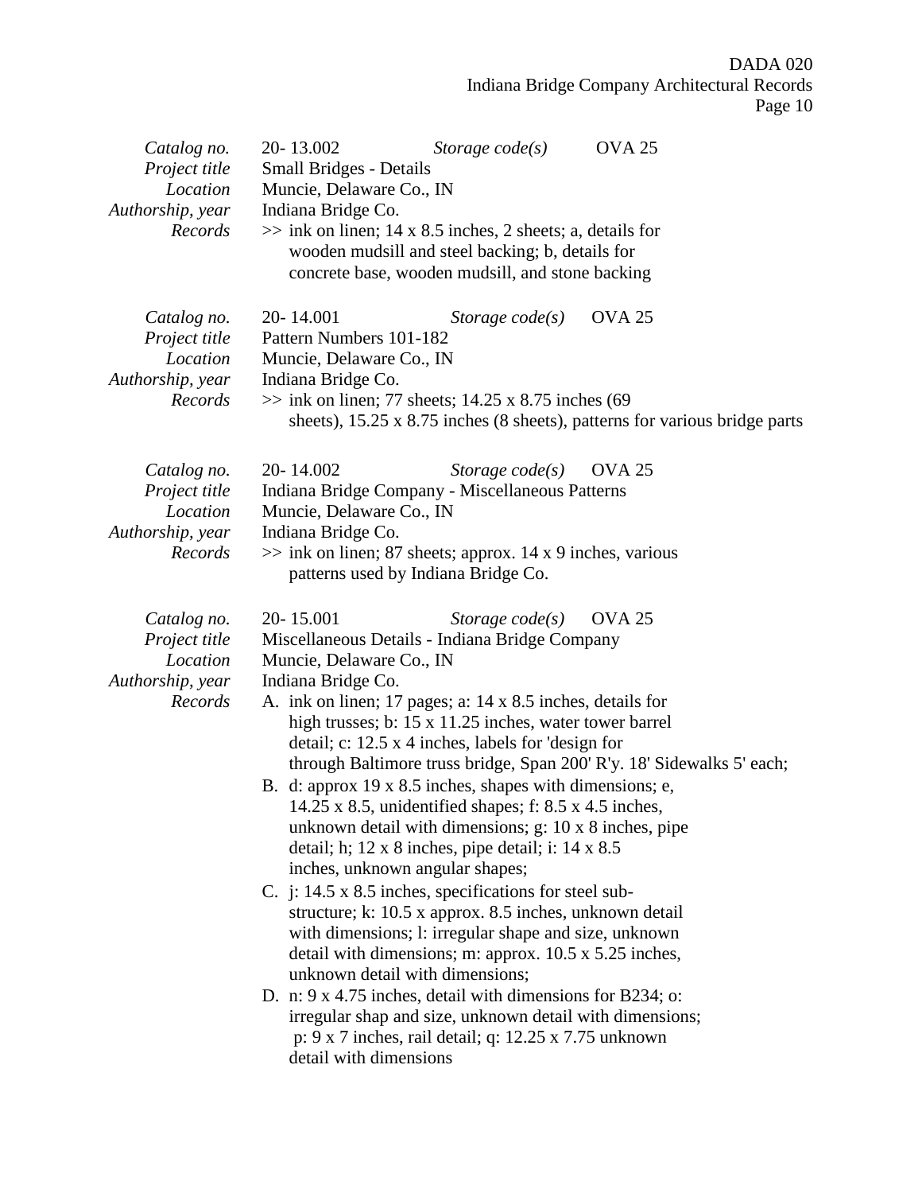| | |
|---|---|
| *Catalog no.* | 20- 13.002 *Storage code(s)* OVA 25 |
| *Project title* | Small Bridges - Details |
| *Location* | Muncie, Delaware Co., IN |
| *Authorship, year* | Indiana Bridge Co. |
| *Records* | >> ink on linen; 14 x 8.5 inches, 2 sheets; a, details for wooden mudsill and steel backing; b, details for concrete base, wooden mudsill, and stone backing |

| | |
|---|---|
| *Catalog no.* | 20- 14.001 *Storage code(s)* OVA 25 |
| *Project title* | Pattern Numbers 101-182 |
| *Location* | Muncie, Delaware Co., IN |
| *Authorship, year* | Indiana Bridge Co. |
| *Records* | >> ink on linen; 77 sheets; 14.25 x 8.75 inches (69 sheets), 15.25 x 8.75 inches (8 sheets), patterns for various bridge parts |

| | |
|---|---|
| *Catalog no.* | 20- 14.002 *Storage code(s)* OVA 25 |
| *Project title* | Indiana Bridge Company - Miscellaneous Patterns |
| *Location* | Muncie, Delaware Co., IN |
| *Authorship, year* | Indiana Bridge Co. |
| *Records* | >> ink on linen; 87 sheets; approx. 14 x 9 inches, various patterns used by Indiana Bridge Co. |

| | |
|---|---|
| *Catalog no.* | 20- 15.001 *Storage code(s)* OVA 25 |
| *Project title* | Miscellaneous Details - Indiana Bridge Company |
| *Location* | Muncie, Delaware Co., IN |
| *Authorship, year* | Indiana Bridge Co. |
| *Records* | A. ink on linen; 17 pages; a: 14 x 8.5 inches, details for high trusses; b: 15 x 11.25 inches, water tower barrel detail; c: 12.5 x 4 inches, labels for 'design for through Baltimore truss bridge, Span 200' R'y. 18' Sidewalks 5' each; <br> B. d: approx 19 x 8.5 inches, shapes with dimensions; e, 14.25 x 8.5, unidentified shapes; f: 8.5 x 4.5 inches, unknown detail with dimensions; g: 10 x 8 inches, pipe detail; h; 12 x 8 inches, pipe detail; i: 14 x 8.5 inches, unknown angular shapes; <br> C. j: 14.5 x 8.5 inches, specifications for steel sub-structure; k: 10.5 x approx. 8.5 inches, unknown detail with dimensions; l: irregular shape and size, unknown detail with dimensions; m: approx. 10.5 x 5.25 inches, unknown detail with dimensions; <br> D. n: 9 x 4.75 inches, detail with dimensions for B234; o: irregular shap and size, unknown detail with dimensions; p: 9 x 7 inches, rail detail; q: 12.25 x 7.75 unknown detail with dimensions |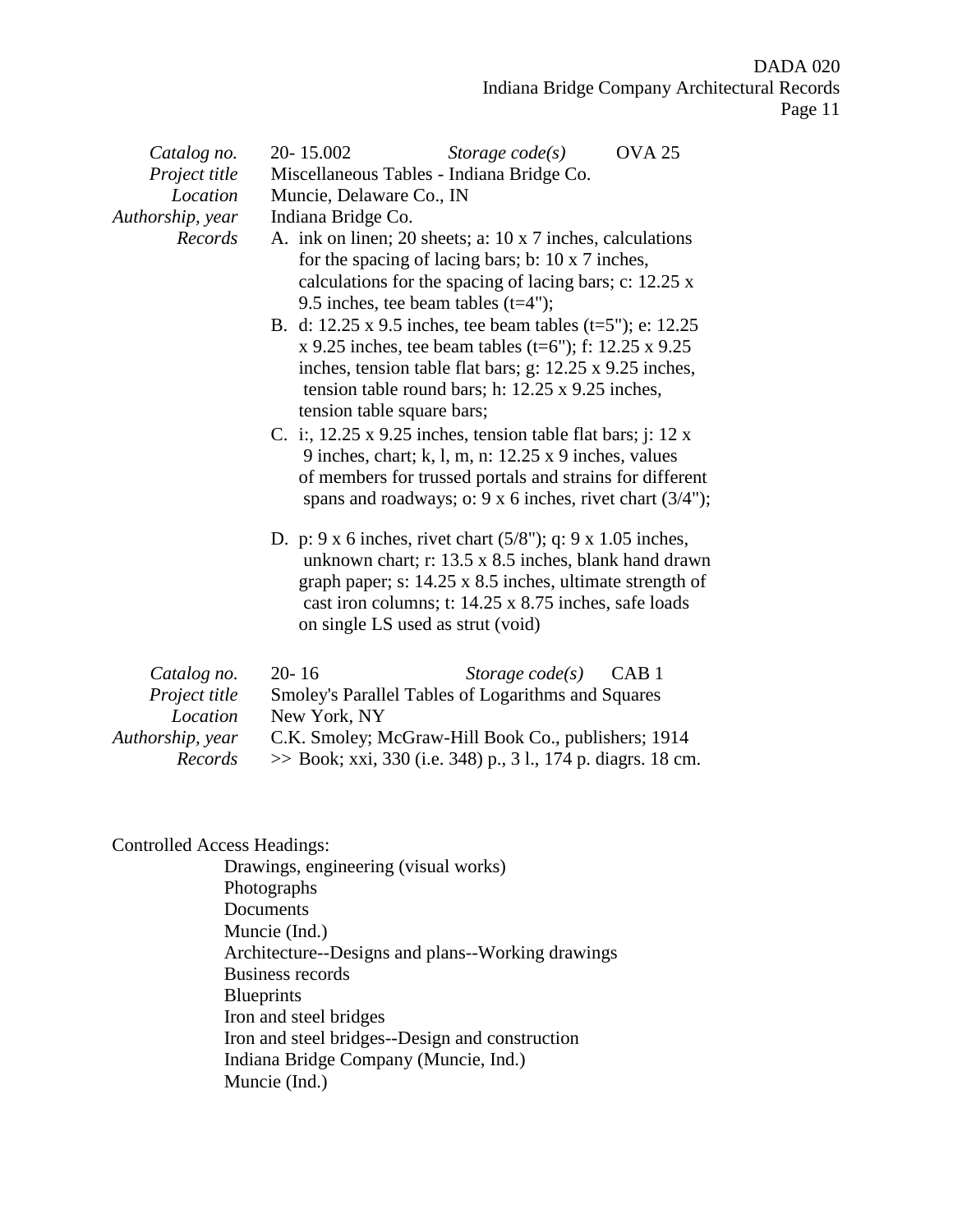| | |
|---|---|
| *Catalog no.* | 20- 15.002 *Storage code(s)* OVA 25 |
| *Project title* | Miscellaneous Tables - Indiana Bridge Co. |
| *Location* | Muncie, Delaware Co., IN |
| *Authorship, year* | Indiana Bridge Co. |
| *Records* | A. ink on linen; 20 sheets; a: 10 x 7 inches, calculations for the spacing of lacing bars; b: 10 x 7 inches, calculations for the spacing of lacing bars; c: 12.25 x 9.5 inches, tee beam tables (t=4"); |
| | B. d: 12.25 x 9.5 inches, tee beam tables (t=5"); e: 12.25 x 9.25 inches, tee beam tables (t=6"); f: 12.25 x 9.25 inches, tension table flat bars; g: 12.25 x 9.25 inches, tension table round bars; h: 12.25 x 9.25 inches, tension table square bars; |
| | C. i:, 12.25 x 9.25 inches, tension table flat bars; j: 12 x 9 inches, chart; k, l, m, n: 12.25 x 9 inches, values of members for trussed portals and strains for different spans and roadways; o: 9 x 6 inches, rivet chart (3/4"); |
| | D. p: 9 x 6 inches, rivet chart (5/8"); q: 9 x 1.05 inches, unknown chart; r: 13.5 x 8.5 inches, blank hand drawn graph paper; s: 14.25 x 8.5 inches, ultimate strength of cast iron columns; t: 14.25 x 8.75 inches, safe loads on single LS used as strut (void) |

| | |
|---|---|
| *Catalog no.* | 20- 16 *Storage code(s)* CAB 1 |
| *Project title* | Smoley's Parallel Tables of Logarithms and Squares |
| *Location* | New York, NY |
| *Authorship, year* | C.K. Smoley; McGraw-Hill Book Co., publishers; 1914 |
| *Records* | >> Book; xxi, 330 (i.e. 348) p., 3 l., 174 p. diagrs. 18 cm. |

Controlled Access Headings:

- Drawings, engineering (visual works)
- Photographs
- Documents
- Muncie (Ind.)
- Architecture--Designs and plans--Working drawings
- Business records
- Blueprints
- Iron and steel bridges
- Iron and steel bridges--Design and construction
- Indiana Bridge Company (Muncie, Ind.)
- Muncie (Ind.)